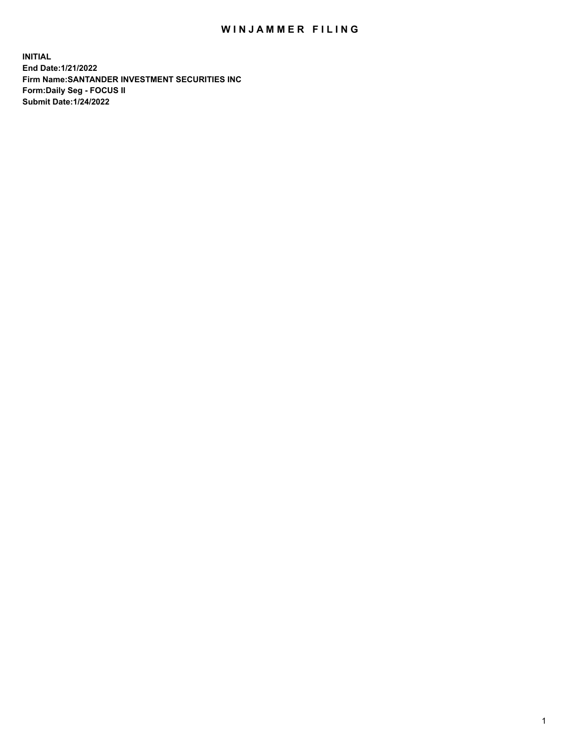# WINJAMMER FILING

**INITIAL**
**End Date:1/21/2022**
**Firm Name:SANTANDER INVESTMENT SECURITIES INC**
**Form:Daily Seg - FOCUS II**
**Submit Date:1/24/2022**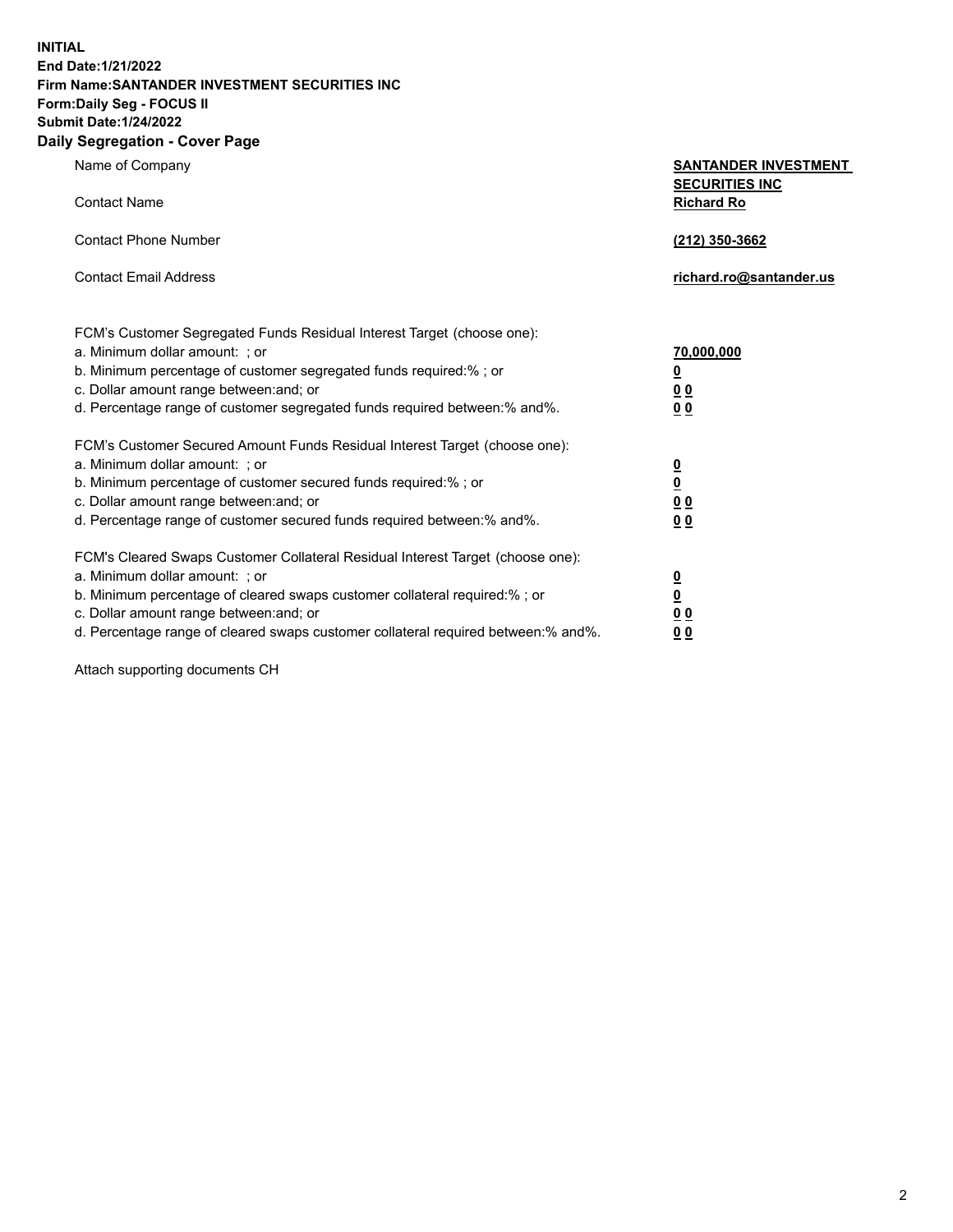**INITIAL**
**End Date:1/21/2022**
**Firm Name:SANTANDER INVESTMENT SECURITIES INC**
**Form:Daily Seg - FOCUS II**
**Submit Date:1/24/2022**

## Daily Segregation - Cover Page

| | |
|---|---|
| Name of Company | **SANTANDER INVESTMENT SECURITIES INC** |
| Contact Name | **Richard Ro** |
| Contact Phone Number | **(212) 350-3662** |
| Contact Email Address | **richard.ro@santander.us** |

| | |
|---|---|
| FCM's Customer Segregated Funds Residual Interest Target (choose one): | |
| a. Minimum dollar amount: ; or | **70,000,000** |
| b. Minimum percentage of customer segregated funds required:% ; or | **0** |
| c. Dollar amount range between:and; or | **0 0** |
| d. Percentage range of customer segregated funds required between:% and%. | **0 0** |
| FCM's Customer Secured Amount Funds Residual Interest Target (choose one): | |
| a. Minimum dollar amount: ; or | **0** |
| b. Minimum percentage of customer secured funds required:% ; or | **0** |
| c. Dollar amount range between:and; or | **0 0** |
| d. Percentage range of customer secured funds required between:% and%. | **0 0** |
| FCM's Cleared Swaps Customer Collateral Residual Interest Target (choose one): | |
| a. Minimum dollar amount: ; or | **0** |
| b. Minimum percentage of cleared swaps customer collateral required:% ; or | **0** |
| c. Dollar amount range between:and; or | **0 0** |
| d. Percentage range of cleared swaps customer collateral required between:% and%. | **0 0** |

Attach supporting documents CH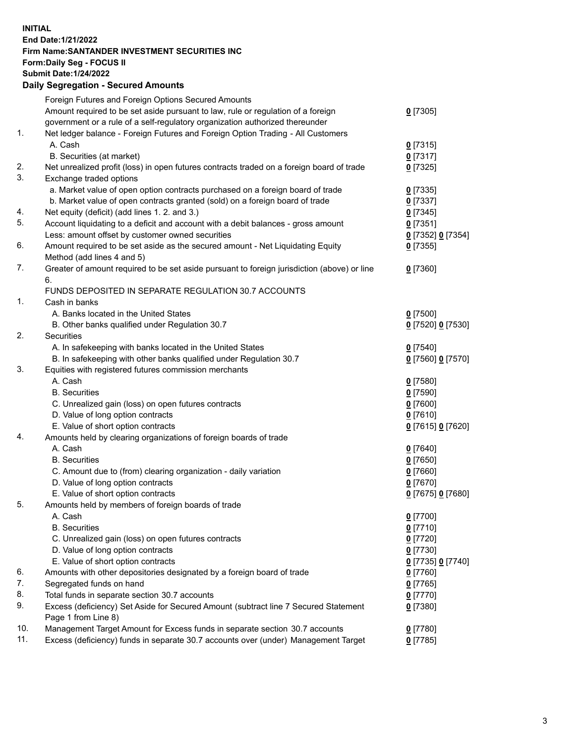**INITIAL**
**End Date:1/21/2022**
**Firm Name:SANTANDER INVESTMENT SECURITIES INC**
**Form:Daily Seg - FOCUS II**
**Submit Date:1/24/2022**

## Daily Segregation - Secured Amounts

| | | |
|---|---|---|
| | Foreign Futures and Foreign Options Secured Amounts | |
| | Amount required to be set aside pursuant to law, rule or regulation of a foreign government or a rule of a self-regulatory organization authorized thereunder | 0 [7305] |
| 1. | Net ledger balance - Foreign Futures and Foreign Option Trading - All Customers | |
| | A. Cash | 0 [7315] |
| | B. Securities (at market) | 0 [7317] |
| 2. | Net unrealized profit (loss) in open futures contracts traded on a foreign board of trade | 0 [7325] |
| 3. | Exchange traded options | |
| | a. Market value of open option contracts purchased on a foreign board of trade | 0 [7335] |
| | b. Market value of open contracts granted (sold) on a foreign board of trade | 0 [7337] |
| 4. | Net equity (deficit) (add lines 1. 2. and 3.) | 0 [7345] |
| 5. | Account liquidating to a deficit and account with a debit balances - gross amount | 0 [7351] |
| | Less: amount offset by customer owned securities | 0 [7352] 0 [7354] |
| 6. | Amount required to be set aside as the secured amount - Net Liquidating Equity Method (add lines 4 and 5) | 0 [7355] |
| 7. | Greater of amount required to be set aside pursuant to foreign jurisdiction (above) or line 6. | 0 [7360] |
| | FUNDS DEPOSITED IN SEPARATE REGULATION 30.7 ACCOUNTS | |
| 1. | Cash in banks | |
| | A. Banks located in the United States | 0 [7500] |
| | B. Other banks qualified under Regulation 30.7 | 0 [7520] 0 [7530] |
| 2. | Securities | |
| | A. In safekeeping with banks located in the United States | 0 [7540] |
| | B. In safekeeping with other banks qualified under Regulation 30.7 | 0 [7560] 0 [7570] |
| 3. | Equities with registered futures commission merchants | |
| | A. Cash | 0 [7580] |
| | B. Securities | 0 [7590] |
| | C. Unrealized gain (loss) on open futures contracts | 0 [7600] |
| | D. Value of long option contracts | 0 [7610] |
| | E. Value of short option contracts | 0 [7615] 0 [7620] |
| 4. | Amounts held by clearing organizations of foreign boards of trade | |
| | A. Cash | 0 [7640] |
| | B. Securities | 0 [7650] |
| | C. Amount due to (from) clearing organization - daily variation | 0 [7660] |
| | D. Value of long option contracts | 0 [7670] |
| | E. Value of short option contracts | 0 [7675] 0 [7680] |
| 5. | Amounts held by members of foreign boards of trade | |
| | A. Cash | 0 [7700] |
| | B. Securities | 0 [7710] |
| | C. Unrealized gain (loss) on open futures contracts | 0 [7720] |
| | D. Value of long option contracts | 0 [7730] |
| | E. Value of short option contracts | 0 [7735] 0 [7740] |
| 6. | Amounts with other depositories designated by a foreign board of trade | 0 [7760] |
| 7. | Segregated funds on hand | 0 [7765] |
| 8. | Total funds in separate section 30.7 accounts | 0 [7770] |
| 9. | Excess (deficiency) Set Aside for Secured Amount (subtract line 7 Secured Statement Page 1 from Line 8) | 0 [7380] |
| 10. | Management Target Amount for Excess funds in separate section 30.7 accounts | 0 [7780] |
| 11. | Excess (deficiency) funds in separate 30.7 accounts over (under) Management Target | 0 [7785] |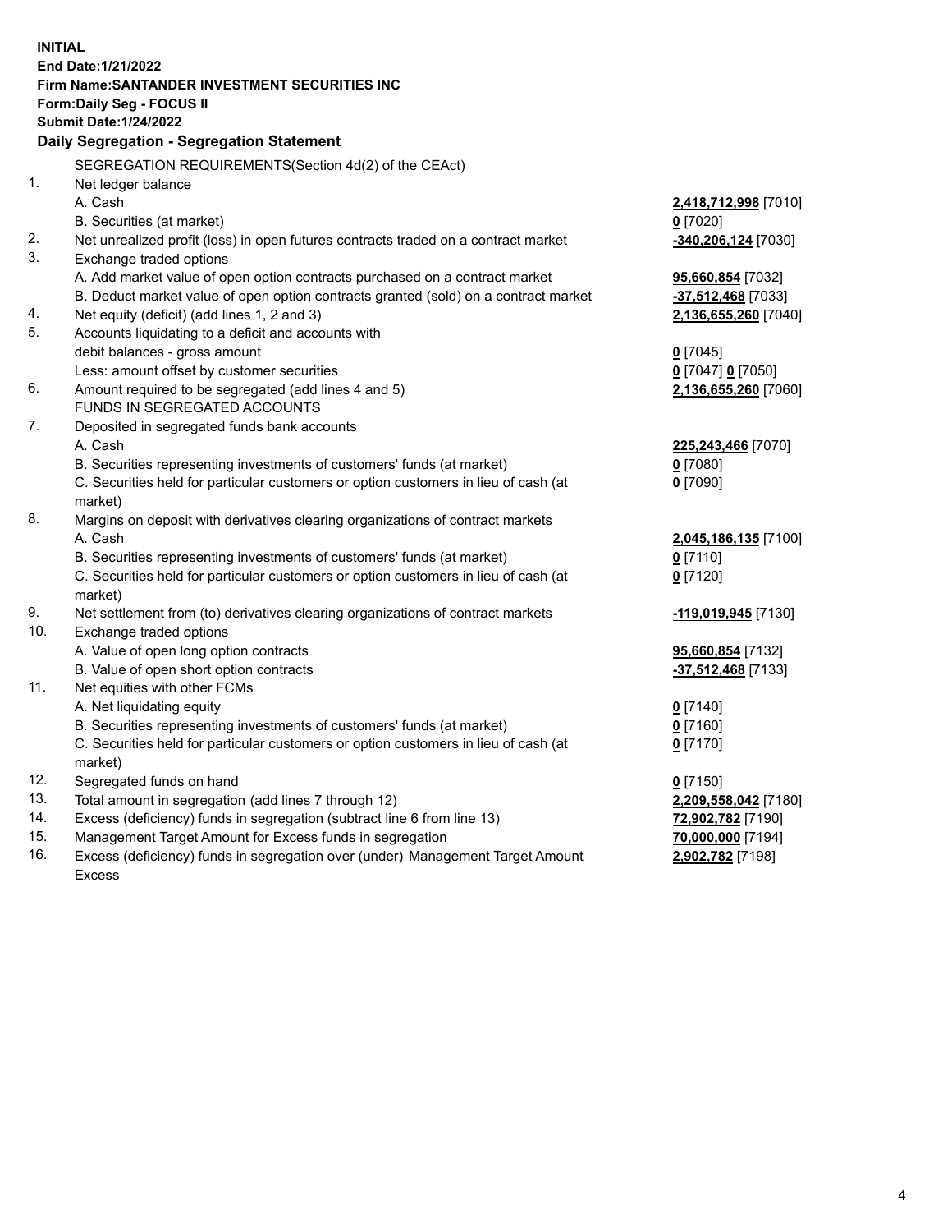**INITIAL**
**End Date:1/21/2022**
**Firm Name:SANTANDER INVESTMENT SECURITIES INC**
**Form:Daily Seg - FOCUS II**
**Submit Date:1/24/2022**

## Daily Segregation - Segregation Statement

SEGREGATION REQUIREMENTS(Section 4d(2) of the CEAct)

| | | |
|---|---|---|
| 1. | Net ledger balance | |
| | A. Cash | **2,418,712,998** [7010] |
| | B. Securities (at market) | **0** [7020] |
| 2. | Net unrealized profit (loss) in open futures contracts traded on a contract market | **-340,206,124** [7030] |
| 3. | Exchange traded options | |
| | A. Add market value of open option contracts purchased on a contract market | **95,660,854** [7032] |
| | B. Deduct market value of open option contracts granted (sold) on a contract market | **-37,512,468** [7033] |
| 4. | Net equity (deficit) (add lines 1, 2 and 3) | **2,136,655,260** [7040] |
| 5. | Accounts liquidating to a deficit and accounts with debit balances - gross amount | **0** [7045] |
| | Less: amount offset by customer securities | **0** [7047] **0** [7050] |
| 6. | Amount required to be segregated (add lines 4 and 5) | **2,136,655,260** [7060] |
| | FUNDS IN SEGREGATED ACCOUNTS | |
| 7. | Deposited in segregated funds bank accounts | |
| | A. Cash | **225,243,466** [7070] |
| | B. Securities representing investments of customers' funds (at market) | **0** [7080] |
| | C. Securities held for particular customers or option customers in lieu of cash (at market) | **0** [7090] |
| 8. | Margins on deposit with derivatives clearing organizations of contract markets | |
| | A. Cash | **2,045,186,135** [7100] |
| | B. Securities representing investments of customers' funds (at market) | **0** [7110] |
| | C. Securities held for particular customers or option customers in lieu of cash (at market) | **0** [7120] |
| 9. | Net settlement from (to) derivatives clearing organizations of contract markets | **-119,019,945** [7130] |
| 10. | Exchange traded options | |
| | A. Value of open long option contracts | **95,660,854** [7132] |
| | B. Value of open short option contracts | **-37,512,468** [7133] |
| 11. | Net equities with other FCMs | |
| | A. Net liquidating equity | **0** [7140] |
| | B. Securities representing investments of customers' funds (at market) | **0** [7160] |
| | C. Securities held for particular customers or option customers in lieu of cash (at market) | **0** [7170] |
| 12. | Segregated funds on hand | **0** [7150] |
| 13. | Total amount in segregation (add lines 7 through 12) | **2,209,558,042** [7180] |
| 14. | Excess (deficiency) funds in segregation (subtract line 6 from line 13) | **72,902,782** [7190] |
| 15. | Management Target Amount for Excess funds in segregation | **70,000,000** [7194] |
| 16. | Excess (deficiency) funds in segregation over (under) Management Target Amount Excess | **2,902,782** [7198] |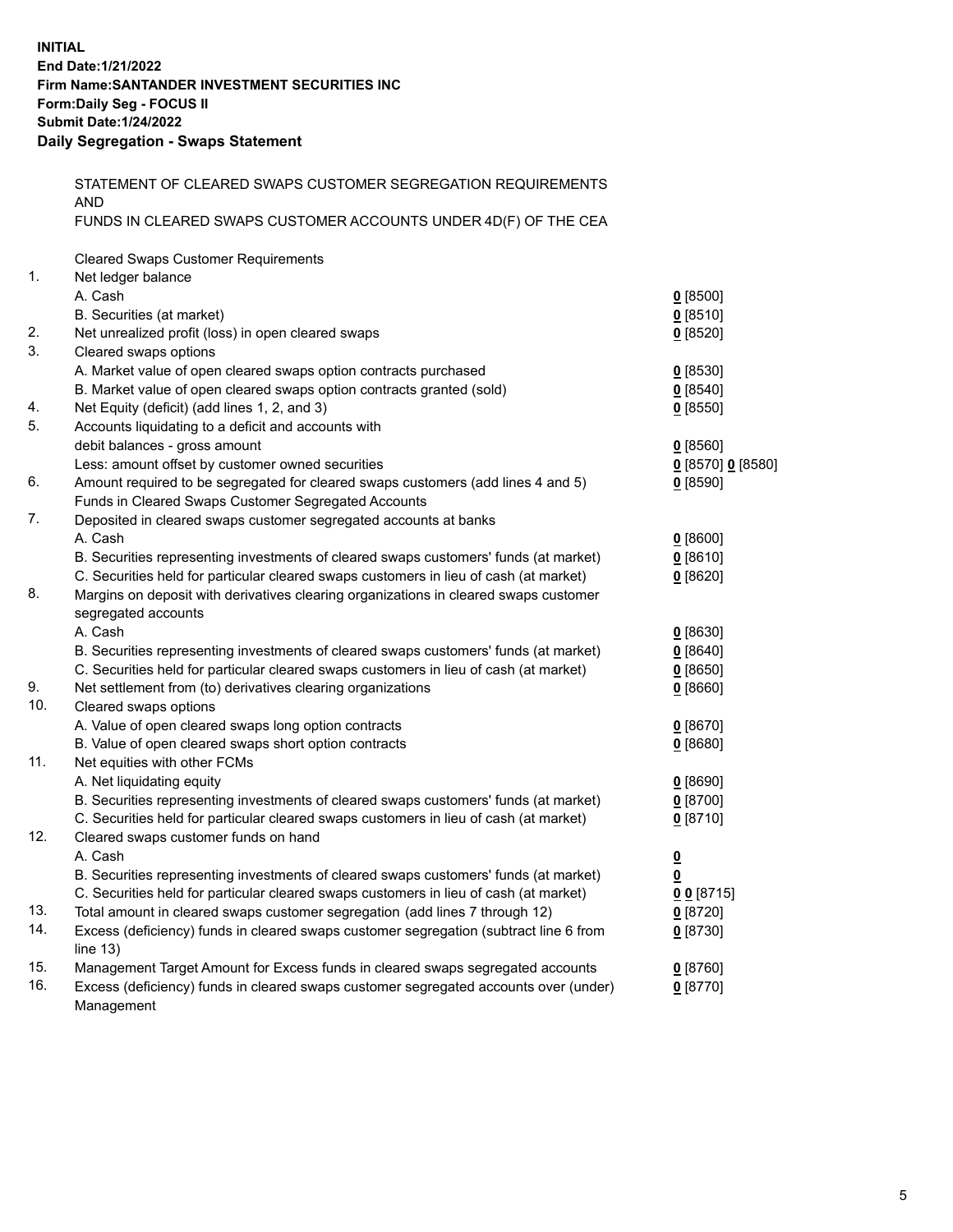**INITIAL**
**End Date:1/21/2022**
**Firm Name:SANTANDER INVESTMENT SECURITIES INC**
**Form:Daily Seg - FOCUS II**
**Submit Date:1/24/2022**
**Daily Segregation - Swaps Statement**

STATEMENT OF CLEARED SWAPS CUSTOMER SEGREGATION REQUIREMENTS AND FUNDS IN CLEARED SWAPS CUSTOMER ACCOUNTS UNDER 4D(F) OF THE CEA

| | | |
|---|---|---|
| | Cleared Swaps Customer Requirements | |
| 1. | Net ledger balance | |
| | A. Cash | 0 [8500] |
| | B. Securities (at market) | 0 [8510] |
| 2. | Net unrealized profit (loss) in open cleared swaps | 0 [8520] |
| 3. | Cleared swaps options | |
| | A. Market value of open cleared swaps option contracts purchased | 0 [8530] |
| | B. Market value of open cleared swaps option contracts granted (sold) | 0 [8540] |
| 4. | Net Equity (deficit) (add lines 1, 2, and 3) | 0 [8550] |
| 5. | Accounts liquidating to a deficit and accounts with debit balances - gross amount | 0 [8560] |
| | Less: amount offset by customer owned securities | 0 [8570] 0 [8580] |
| 6. | Amount required to be segregated for cleared swaps customers (add lines 4 and 5) | 0 [8590] |
| | Funds in Cleared Swaps Customer Segregated Accounts | |
| 7. | Deposited in cleared swaps customer segregated accounts at banks | |
| | A. Cash | 0 [8600] |
| | B. Securities representing investments of cleared swaps customers' funds (at market) | 0 [8610] |
| | C. Securities held for particular cleared swaps customers in lieu of cash (at market) | 0 [8620] |
| 8. | Margins on deposit with derivatives clearing organizations in cleared swaps customer segregated accounts | |
| | A. Cash | 0 [8630] |
| | B. Securities representing investments of cleared swaps customers' funds (at market) | 0 [8640] |
| | C. Securities held for particular cleared swaps customers in lieu of cash (at market) | 0 [8650] |
| 9. | Net settlement from (to) derivatives clearing organizations | 0 [8660] |
| 10. | Cleared swaps options | |
| | A. Value of open cleared swaps long option contracts | 0 [8670] |
| | B. Value of open cleared swaps short option contracts | 0 [8680] |
| 11. | Net equities with other FCMs | |
| | A. Net liquidating equity | 0 [8690] |
| | B. Securities representing investments of cleared swaps customers' funds (at market) | 0 [8700] |
| | C. Securities held for particular cleared swaps customers in lieu of cash (at market) | 0 [8710] |
| 12. | Cleared swaps customer funds on hand | |
| | A. Cash | 0 |
| | B. Securities representing investments of cleared swaps customers' funds (at market) | 0 |
| | C. Securities held for particular cleared swaps customers in lieu of cash (at market) | 0 0 [8715] |
| 13. | Total amount in cleared swaps customer segregation (add lines 7 through 12) | 0 [8720] |
| 14. | Excess (deficiency) funds in cleared swaps customer segregation (subtract line 6 from line 13) | 0 [8730] |
| 15. | Management Target Amount for Excess funds in cleared swaps segregated accounts | 0 [8760] |
| 16. | Excess (deficiency) funds in cleared swaps customer segregated accounts over (under) Management | 0 [8770] |